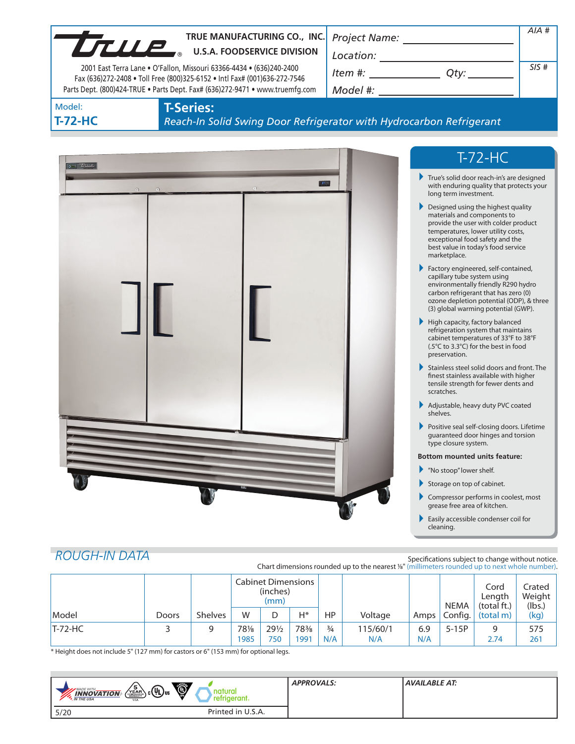**TRUE MANUFACTURING CO., INC.**
**U.S.A. FOODSERVICE DIVISION**

2001 East Terra Lane • O'Fallon, Missouri 63366-4434 • (636)240-2400
Fax (636)272-2408 • Toll Free (800)325-6152 • Intl Fax# (001)636-272-7546
Parts Dept. (800)424-TRUE • Parts Dept. Fax# (636)272-9471 • www.truemfg.com

*Project Name:* ____________________

*Location:* ____________________

*Item #:* ____________ *Qty:* ________

*Model #:* ____________________

*AIA #*

*SIS #*

Model:
**T-72-HC**

# T-Series:

*Reach-In Solid Swing Door Refrigerator with Hydrocarbon Refrigerant*

## T-72-HC

- True's solid door reach-in's are designed with enduring quality that protects your long term investment.
- Designed using the highest quality materials and components to provide the user with colder product temperatures, lower utility costs, exceptional food safety and the best value in today's food service marketplace.
- Factory engineered, self-contained, capillary tube system using environmentally friendly R290 hydro carbon refrigerant that has zero (0) ozone depletion potential (ODP), & three (3) global warming potential (GWP).
- High capacity, factory balanced refrigeration system that maintains cabinet temperatures of 33°F to 38°F (.5°C to 3.3°C) for the best in food preservation.
- Stainless steel solid doors and front. The finest stainless available with higher tensile strength for fewer dents and scratches.
- Adjustable, heavy duty PVC coated shelves.
- Positive seal self-closing doors. Lifetime guaranteed door hinges and torsion type closure system.

**Bottom mounted units feature:**

- "No stoop" lower shelf.
- Storage on top of cabinet.
- Compressor performs in coolest, most grease free area of kitchen.
- Easily accessible condenser coil for cleaning.

## ROUGH-IN DATA

Specifications subject to change without notice.
Chart dimensions rounded up to the nearest ⅛" (millimeters rounded up to next whole number).

| Model | Doors | Shelves | Cabinet Dimensions (inches) (mm) W | D | H* | HP | Voltage | Amps | NEMA Config. | Cord Length (total ft.) (total m) | Crated Weight (lbs.) (kg) |
|---|---|---|---|---|---|---|---|---|---|---|---|
| T-72-HC | 3 | 9 | 78⅛ | 29½ | 78⅜ | ¾ | 115/60/1 | 6.9 | 5-15P | 9 | 575 |
| | | | 1985 | 750 | 1991 | N/A | N/A | N/A | | 2.74 | 261 |

* Height does not include 5" (127 mm) for castors or 6" (153 mm) for optional legs.

*APPROVALS:*

*AVAILABLE AT:*

5/20

Printed in U.S.A.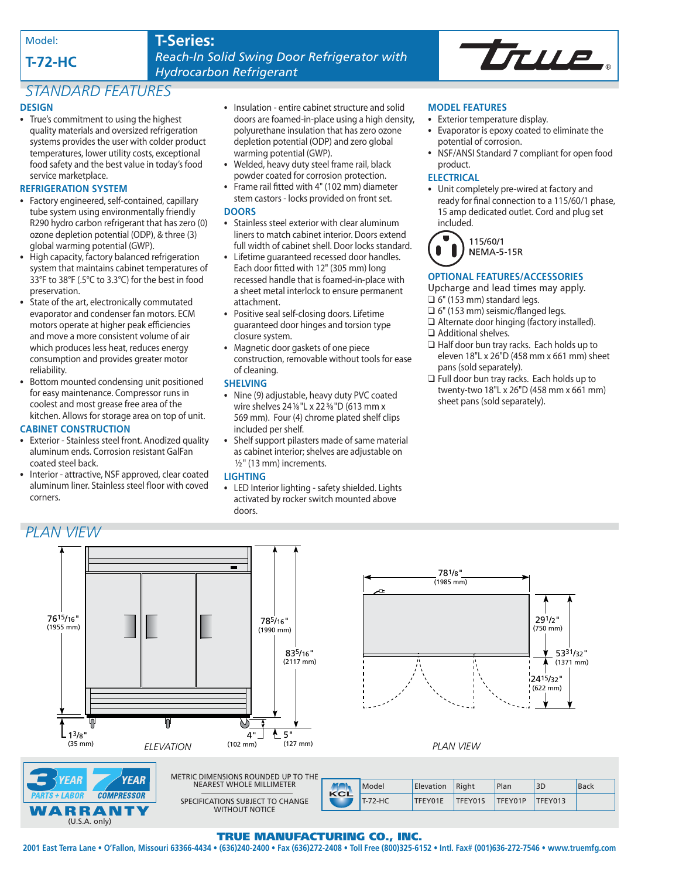Model:

**T-72-HC**

## T-Series:

*Reach-In Solid Swing Door Refrigerator with Hydrocarbon Refrigerant*

# STANDARD FEATURES

### DESIGN

- True's commitment to using the highest quality materials and oversized refrigeration systems provides the user with colder product temperatures, lower utility costs, exceptional food safety and the best value in today's food service marketplace.

### REFRIGERATION SYSTEM

- Factory engineered, self-contained, capillary tube system using environmentally friendly R290 hydro carbon refrigerant that has zero (0) ozone depletion potential (ODP), & three (3) global warming potential (GWP).
- High capacity, factory balanced refrigeration system that maintains cabinet temperatures of 33°F to 38°F (.5°C to 3.3°C) for the best in food preservation.
- State of the art, electronically commutated evaporator and condenser fan motors. ECM motors operate at higher peak efficiencies and move a more consistent volume of air which produces less heat, reduces energy consumption and provides greater motor reliability.
- Bottom mounted condensing unit positioned for easy maintenance. Compressor runs in coolest and most grease free area of the kitchen. Allows for storage area on top of unit.

### CABINET CONSTRUCTION

- Exterior - Stainless steel front. Anodized quality aluminum ends. Corrosion resistant GalFan coated steel back.
- Interior - attractive, NSF approved, clear coated aluminum liner. Stainless steel floor with coved corners.
- Insulation - entire cabinet structure and solid doors are foamed-in-place using a high density, polyurethane insulation that has zero ozone depletion potential (ODP) and zero global warming potential (GWP).
- Welded, heavy duty steel frame rail, black powder coated for corrosion protection.
- Frame rail fitted with 4" (102 mm) diameter stem castors - locks provided on front set.

### DOORS

- Stainless steel exterior with clear aluminum liners to match cabinet interior. Doors extend full width of cabinet shell. Door locks standard.
- Lifetime guaranteed recessed door handles. Each door fitted with 12" (305 mm) long recessed handle that is foamed-in-place with a sheet metal interlock to ensure permanent attachment.
- Positive seal self-closing doors. Lifetime guaranteed door hinges and torsion type closure system.
- Magnetic door gaskets of one piece construction, removable without tools for ease of cleaning.

### SHELVING

- Nine (9) adjustable, heavy duty PVC coated wire shelves 24⅛"L x 22⅜"D (613 mm x 569 mm). Four (4) chrome plated shelf clips included per shelf.
- Shelf support pilasters made of same material as cabinet interior; shelves are adjustable on ½" (13 mm) increments.

### LIGHTING

- LED Interior lighting - safety shielded. Lights activated by rocker switch mounted above doors.

### MODEL FEATURES

- Exterior temperature display.
- Evaporator is epoxy coated to eliminate the potential of corrosion.
- NSF/ANSI Standard 7 compliant for open food product.

### ELECTRICAL

- Unit completely pre-wired at factory and ready for final connection to a 115/60/1 phase, 15 amp dedicated outlet. Cord and plug set included.

115/60/1
NEMA-5-15R

### OPTIONAL FEATURES/ACCESSORIES

Upcharge and lead times may apply.

- ❑ 6" (153 mm) standard legs.
- ❑ 6" (153 mm) seismic/flanged legs.
- ❑ Alternate door hinging (factory installed).
- ❑ Additional shelves.
- ❑ Half door bun tray racks. Each holds up to eleven 18"L x 26"D (458 mm x 661 mm) sheet pans (sold separately).
- ❑ Full door bun tray racks. Each holds up to twenty-two 18"L x 26"D (458 mm x 661 mm) sheet pans (sold separately).

# PLAN VIEW

76<sup></sup>15/16" (1955 mm)
78 5/16" (1990 mm)
83 5/16" (2117 mm)
1 3/8" (35 mm)
4" (102 mm)
5" (127 mm)

ELEVATION

78 1/8" (1985 mm)
29 1/2" (750 mm)
53 31/32" (1371 mm)
24 15/32" (622 mm)

PLAN VIEW

3 YEAR PARTS + LABOR
7 YEAR COMPRESSOR
WARRANTY (U.S.A. only)

METRIC DIMENSIONS ROUNDED UP TO THE NEAREST WHOLE MILLIMETER

SPECIFICATIONS SUBJECT TO CHANGE WITHOUT NOTICE

| Model | Elevation | Right | Plan | 3D | Back |
|---|---|---|---|---|---|
| T-72-HC | TFEY01E | TFEY01S | TFEY01P | TFEY013 | |

**TRUE MANUFACTURING CO., INC.**

2001 East Terra Lane • O'Fallon, Missouri 63366-4434 • (636)240-2400 • Fax (636)272-2408 • Toll Free (800)325-6152 • Intl. Fax# (001)636-272-7546 • www.truemfg.com